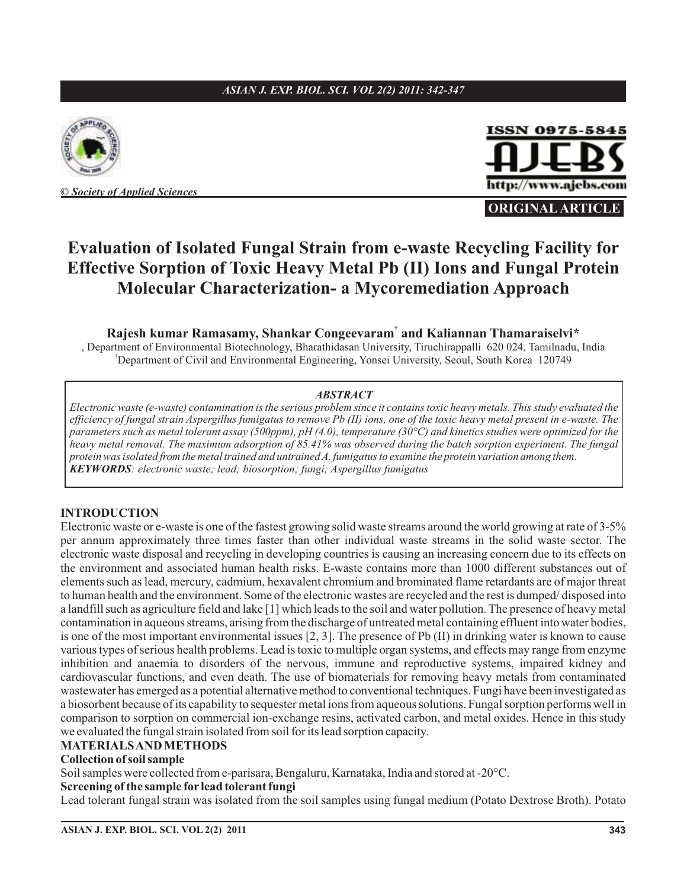**ORIGINAL ARTICLE**

# Evaluation of Isolated Fungal Strain from e-waste Recycling Facility for Effective Sorption of Toxic Heavy Metal Pb (II) Ions and Fungal Protein Molecular Characterization- a Mycoremediation Approach

**Rajesh kumar Ramasamy, Shankar Congeevaram[†] and Kaliannan Thamaraiselvi***

, Department of Environmental Biotechnology, Bharathidasan University, Tiruchirappalli 620 024, Tamilnadu, India

[†]Department of Civil and Environmental Engineering, Yonsei University, Seoul, South Korea 120749

### *ABSTRACT*

*Electronic waste (e-waste) contamination is the serious problem since it contains toxic heavy metals. This study evaluated the efficiency of fungal strain Aspergillus fumigatus to remove Pb (II) ions, one of the toxic heavy metal present in e-waste. The parameters such as metal tolerant assay (500ppm), pH (4.0), temperature (30°C) and kinetics studies were optimized for the heavy metal removal. The maximum adsorption of 85.41% was observed during the batch sorption experiment. The fungal protein was isolated from the metal trained and untrained A. fumigatus to examine the protein variation among them.*

***KEYWORDS****: electronic waste; lead; biosorption; fungi; Aspergillus fumigatus*

## INTRODUCTION

Electronic waste or e-waste is one of the fastest growing solid waste streams around the world growing at rate of 3-5% per annum approximately three times faster than other individual waste streams in the solid waste sector. The electronic waste disposal and recycling in developing countries is causing an increasing concern due to its effects on the environment and associated human health risks. E-waste contains more than 1000 different substances out of elements such as lead, mercury, cadmium, hexavalent chromium and brominated flame retardants are of major threat to human health and the environment. Some of the electronic wastes are recycled and the rest is dumped/ disposed into a landfill such as agriculture field and lake [1] which leads to the soil and water pollution. The presence of heavy metal contamination in aqueous streams, arising from the discharge of untreated metal containing effluent into water bodies, is one of the most important environmental issues [2, 3]. The presence of Pb (II) in drinking water is known to cause various types of serious health problems. Lead is toxic to multiple organ systems, and effects may range from enzyme inhibition and anaemia to disorders of the nervous, immune and reproductive systems, impaired kidney and cardiovascular functions, and even death. The use of biomaterials for removing heavy metals from contaminated wastewater has emerged as a potential alternative method to conventional techniques. Fungi have been investigated as a biosorbent because of its capability to sequester metal ions from aqueous solutions. Fungal sorption performs well in comparison to sorption on commercial ion-exchange resins, activated carbon, and metal oxides. Hence in this study we evaluated the fungal strain isolated from soil for its lead sorption capacity.

## MATERIALS AND METHODS

### Collection of soil sample

Soil samples were collected from e-parisara, Bengaluru, Karnataka, India and stored at -20°C.

### Screening of the sample for lead tolerant fungi

Lead tolerant fungal strain was isolated from the soil samples using fungal medium (Potato Dextrose Broth). Potato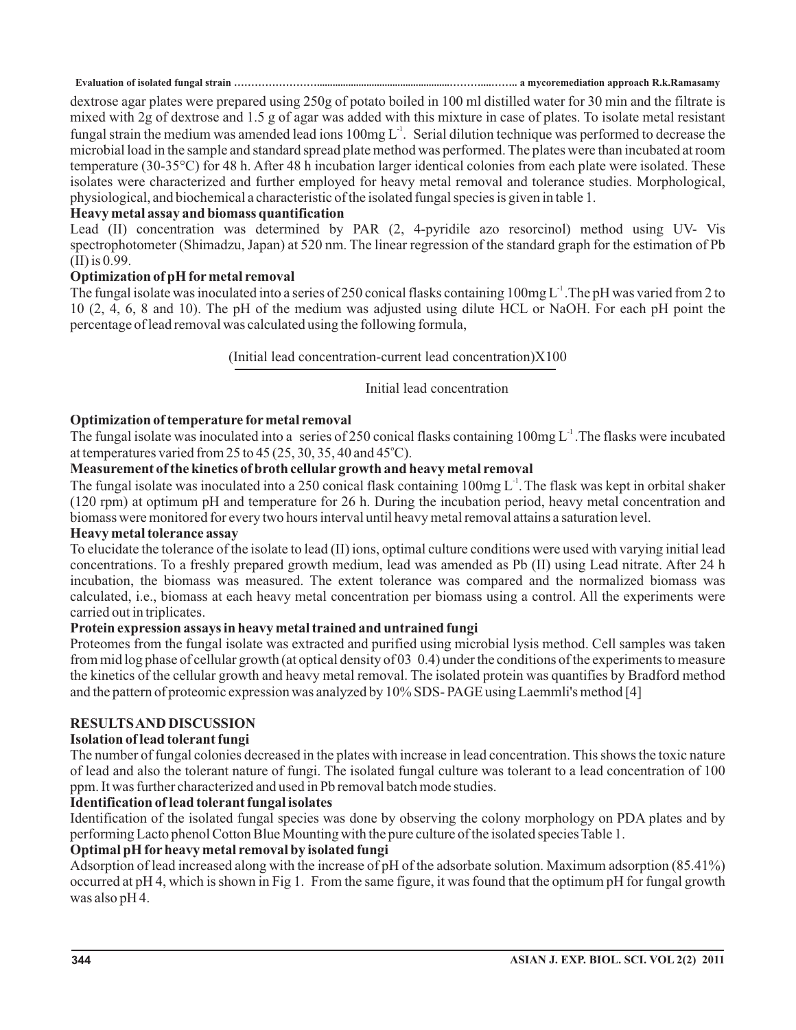dextrose agar plates were prepared using 250g of potato boiled in 100 ml distilled water for 30 min and the filtrate is mixed with 2g of dextrose and 1.5 g of agar was added with this mixture in case of plates. To isolate metal resistant fungal strain the medium was amended lead ions 100mg $L^{-1}$. Serial dilution technique was performed to decrease the microbial load in the sample and standard spread plate method was performed. The plates were than incubated at room temperature (30-35°C) for 48 h. After 48 h incubation larger identical colonies from each plate were isolated. These isolates were characterized and further employed for heavy metal removal and tolerance studies. Morphological, physiological, and biochemical a characteristic of the isolated fungal species is given in table 1.

**Heavy metal assay and biomass quantification**

Lead (II) concentration was determined by PAR (2, 4-pyridile azo resorcinol) method using UV- Vis spectrophotometer (Shimadzu, Japan) at 520 nm. The linear regression of the standard graph for the estimation of Pb (II) is 0.99.

**Optimization of pH for metal removal**

The fungal isolate was inoculated into a series of 250 conical flasks containing 100mg $L^{-1}$. The pH was varied from 2 to 10 (2, 4, 6, 8 and 10). The pH of the medium was adjusted using dilute HCL or NaOH. For each pH point the percentage of lead removal was calculated using the following formula,

$$\frac{(\text{Initial lead concentration} - \text{current lead concentration}) \times 100}{\text{Initial lead concentration}}$$

**Optimization of temperature for metal removal**

The fungal isolate was inoculated into a series of 250 conical flask containing 100mg $L^{-1}$. The flasks were incubated at temperatures varied from 25 to 45 (25, 30, 35, 40 and 45°C).

**Measurement of the kinetics of broth cellular growth and heavy metal removal**

The fungal isolate was inoculated into a 250 conical flask containing 100mg $L^{-1}$. The flask was kept in orbital shaker (120 rpm) at optimum pH and temperature for 26 h. During the incubation period, heavy metal concentration and biomass were monitored for every two hours interval until heavy metal removal attains a saturation level.

**Heavy metal tolerance assay**

To elucidate the tolerance of the isolate to lead (II) ions, optimal culture conditions were used with varying initial lead concentrations. To a freshly prepared growth medium, lead was amended as Pb (II) using Lead nitrate. After 24 h incubation, the biomass was measured. The extent tolerance was compared and the normalized biomass was calculated, i.e., biomass at each heavy metal concentration per biomass using a control. All the experiments were carried out in triplicates.

**Protein expression assays in heavy metal trained and untrained fungi**

Proteomes from the fungal isolate was extracted and purified using microbial lysis method. Cell samples was taken from mid log phase of cellular growth (at optical density of 03 0.4) under the conditions of the experiments to measure the kinetics of the cellular growth and heavy metal removal. The isolated protein was quantifies by Bradford method and the pattern of proteomic expression was analyzed by 10% SDS- PAGE using Laemmli's method [4]

## RESULTS AND DISCUSSION

**Isolation of lead tolerant fungi**

The number of fungal colonies decreased in the plates with increase in lead concentration. This shows the toxic nature of lead and also the tolerant nature of fungi. The isolated fungal culture was tolerant to a lead concentration of 100 ppm. It was further characterized and used in Pb removal batch mode studies.

**Identification of lead tolerant fungal isolates**

Identification of the isolated fungal species was done by observing the colony morphology on PDA plates and by performing Lacto phenol Cotton Blue Mounting with the pure culture of the isolated species Table 1.

**Optimal pH for heavy metal removal by isolated fungi**

Adsorption of lead increased along with the increase of pH of the adsorbate solution. Maximum adsorption (85.41%) occurred at pH 4, which is shown in Fig 1. From the same figure, it was found that the optimum pH for fungal growth was also pH 4.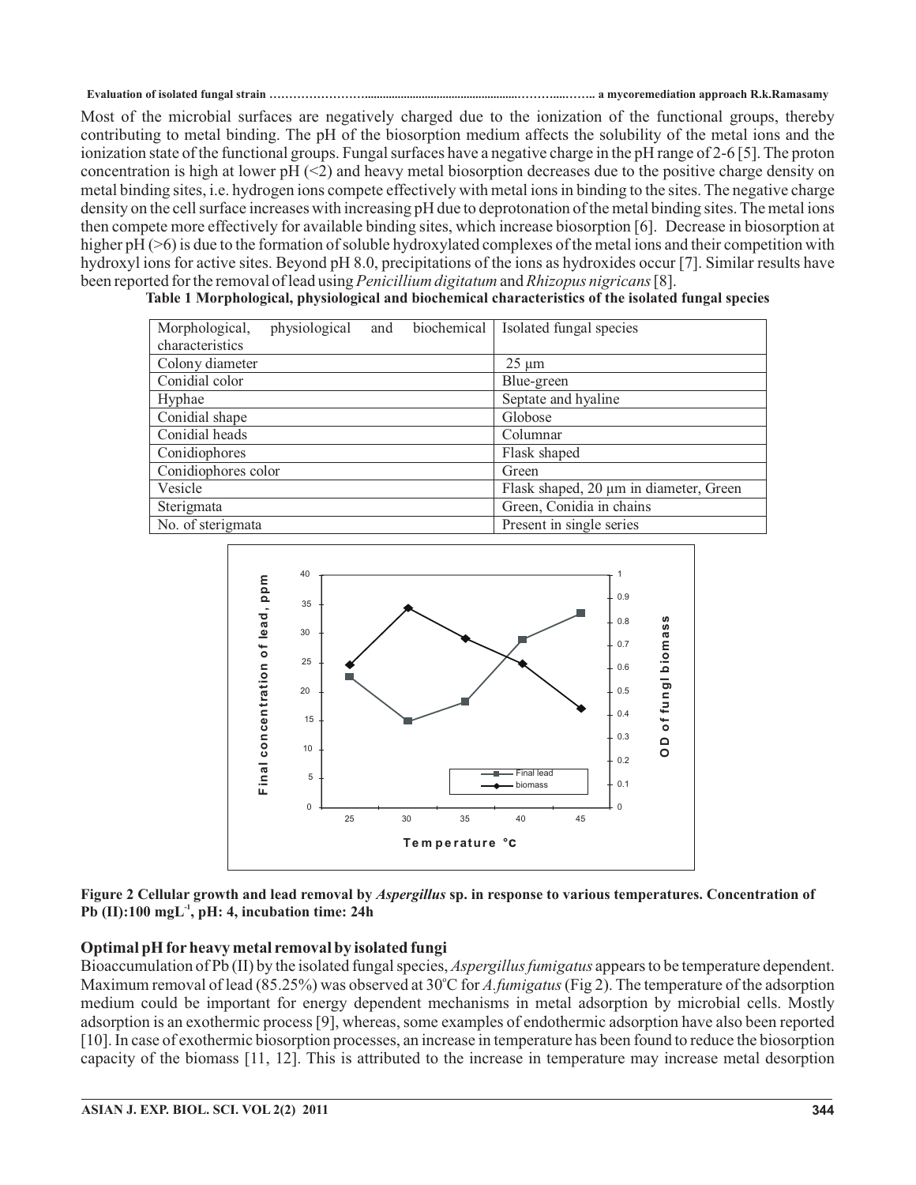Most of the microbial surfaces are negatively charged due to the ionization of the functional groups, thereby contributing to metal binding. The pH of the biosorption medium affects the solubility of the metal ions and the ionization state of the functional groups. Fungal surfaces have a negative charge in the pH range of 2-6 [5]. The proton concentration is high at lower pH (<2) and heavy metal biosorption decreases due to the positive charge density on metal binding sites, i.e. hydrogen ions compete effectively with metal ions in binding to the sites. The negative charge density on the cell surface increases with increasing pH due to deprotonation of the metal binding sites. The metal ions then compete more effectively for available binding sites, which increase biosorption [6]. Decrease in biosorption at higher pH (>6) is due to the formation of soluble hydroxylated complexes of the metal ions and their competition with hydroxyl ions for active sites. Beyond pH 8.0, precipitations of the ions as hydroxides occur [7]. Similar results have been reported for the removal of lead using *Penicillium digitatum* and *Rhizopus nigricans* [8].

**Table 1 Morphological, physiological and biochemical characteristics of the isolated fungal species**

| Morphological, physiological and biochemical characteristics | Isolated fungal species |
|---|---|
| Colony diameter | 25 μm |
| Conidial color | Blue-green |
| Hyphae | Septate and hyaline |
| Conidial shape | Globose |
| Conidial heads | Columnar |
| Conidiophores | Flask shaped |
| Conidiophores color | Green |
| Vesicle | Flask shaped, 20 μm in diameter, Green |
| Sterigmata | Green, Conidia in chains |
| No. of sterigmata | Present in single series |

**Figure 2 Cellular growth and lead removal by *Aspergillus* sp. in response to various temperatures. Concentration of Pb (II):100 mgL$^{-1}$, pH: 4, incubation time: 24h**

## Optimal pH for heavy metal removal by isolated fungi

Bioaccumulation of Pb (II) by the isolated fungal species, *Aspergillus fumigatus* appears to be temperature dependent. Maximum removal of lead (85.25%) was observed at 30°C for *A.fumigatus* (Fig 2). The temperature of the adsorption medium could be important for energy dependent mechanisms in metal adsorption by microbial cells. Mostly adsorption is an exothermic process [9], whereas, some examples of endothermic adsorption have also been reported [10]. In case of exothermic biosorption processes, an increase in temperature has been found to reduce the biosorption capacity of the biomass [11, 12]. This is attributed to the increase in temperature may increase metal desorption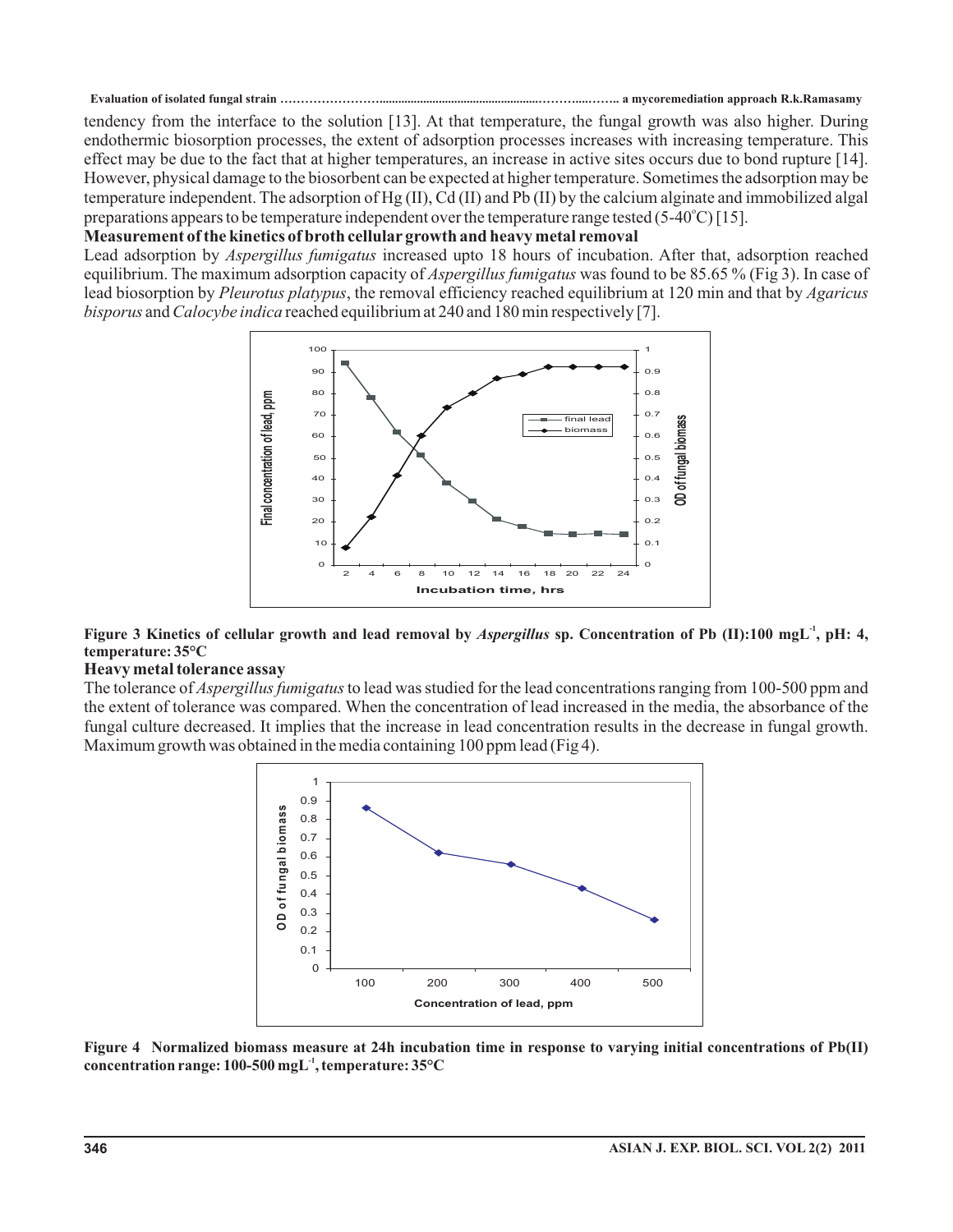tendency from the interface to the solution [13]. At that temperature, the fungal growth was also higher. During endothermic biosorption processes, the extent of adsorption processes increases with increasing temperature. This effect may be due to the fact that at higher temperatures, an increase in active sites occurs due to bond rupture [14]. However, physical damage to the biosorbent can be expected at higher temperature. Sometimes the adsorption may be temperature independent. The adsorption of Hg (II), Cd (II) and Pb (II) by the calcium alginate and immobilized algal preparations appears to be temperature independent over the temperature range tested (5-40°C) [15].

## Measurement of the kinetics of broth cellular growth and heavy metal removal

Lead adsorption by *Aspergillus fumigatus* increased upto 18 hours of incubation. After that, adsorption reached equilibrium. The maximum adsorption capacity of *Aspergillus fumigatus* was found to be 85.65 % (Fig 3). In case of lead biosorption by *Pleurotus platypus*, the removal efficiency reached equilibrium at 120 min and that by *Agaricus bisporus* and *Calocybe indica* reached equilibrium at 240 and 180 min respectively [7].

**Figure 3 Kinetics of cellular growth and lead removal by *Aspergillus* sp. Concentration of Pb (II):100 $mgL^{-1}$, pH: 4, temperature: 35°C**

## Heavy metal tolerance assay

The tolerance of *Aspergillus fumigatus* to lead was studied for the lead concentrations ranging from 100-500 ppm and the extent of tolerance was compared. When the concentration of lead increased in the media, the absorbance of the fungal culture decreased. It implies that the increase in lead concentration results in the decrease in fungal growth. Maximum growth was obtained in the media containing 100 ppm lead (Fig 4).

**Figure 4 Normalized biomass measure at 24h incubation time in response to varying initial concentrations of Pb(II) concentration range: 100-500 $mgL^{-1}$, temperature: 35°C**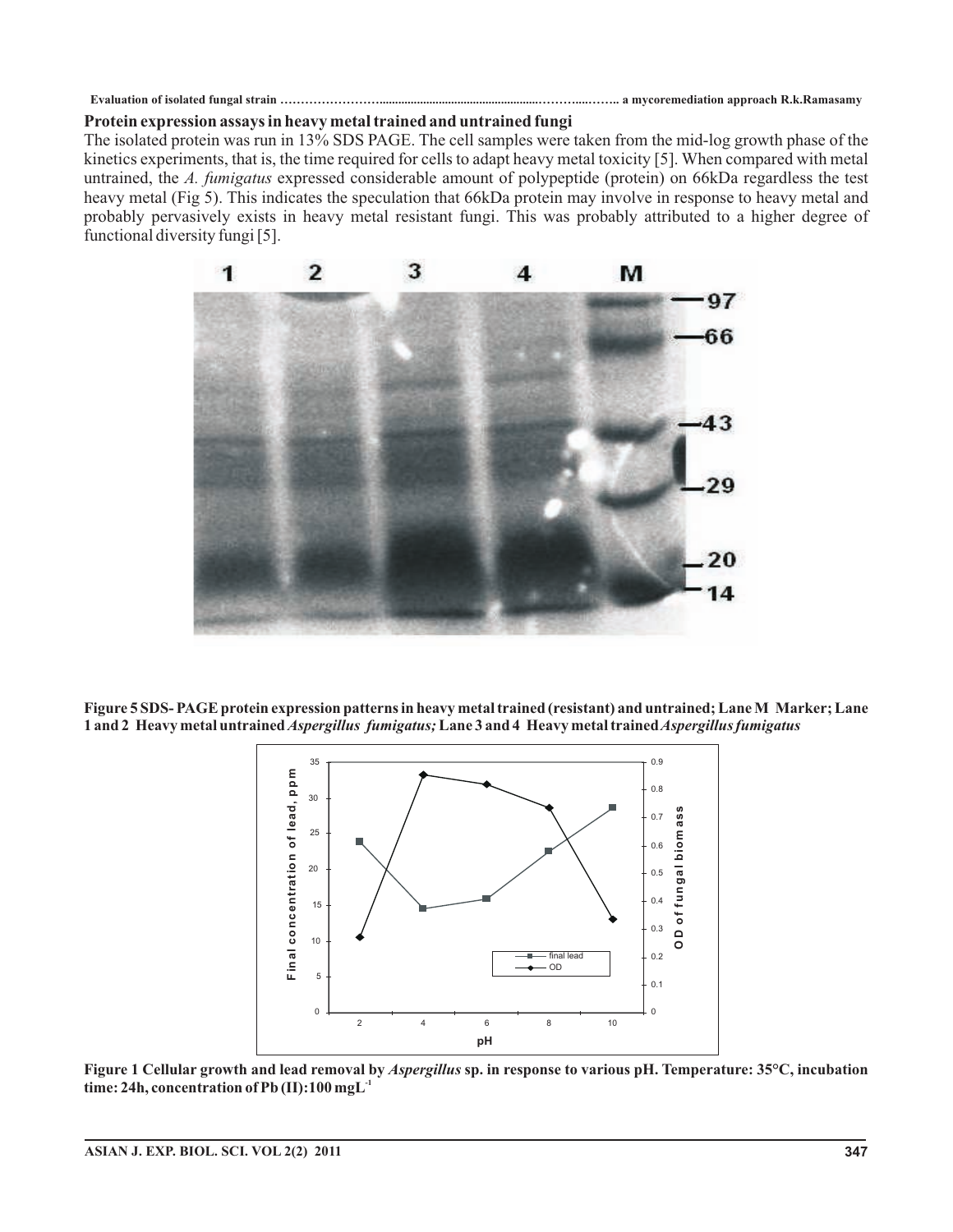### Protein expression assays in heavy metal trained and untrained fungi

The isolated protein was run in 13% SDS PAGE. The cell samples were taken from the mid-log growth phase of the kinetics experiments, that is, the time required for cells to adapt heavy metal toxicity [5]. When compared with metal untrained, the *A. fumigatus* expressed considerable amount of polypeptide (protein) on 66kDa regardless the test heavy metal (Fig 5). This indicates the speculation that 66kDa protein may involve in response to heavy metal and probably pervasively exists in heavy metal resistant fungi. This was probably attributed to a higher degree of functional diversity fungi [5].

**Figure 5 SDS- PAGE protein expression patterns in heavy metal trained (resistant) and untrained; Lane M Marker; Lane 1 and 2 Heavy metal untrained *Aspergillus fumigatus;* Lane 3 and 4 Heavy metal trained *Aspergillus fumigatus***

**Figure 1 Cellular growth and lead removal by *Aspergillus* sp. in response to various pH. Temperature: 35°C, incubation time: 24h, concentration of Pb (II):100 $mgL^{-1}$**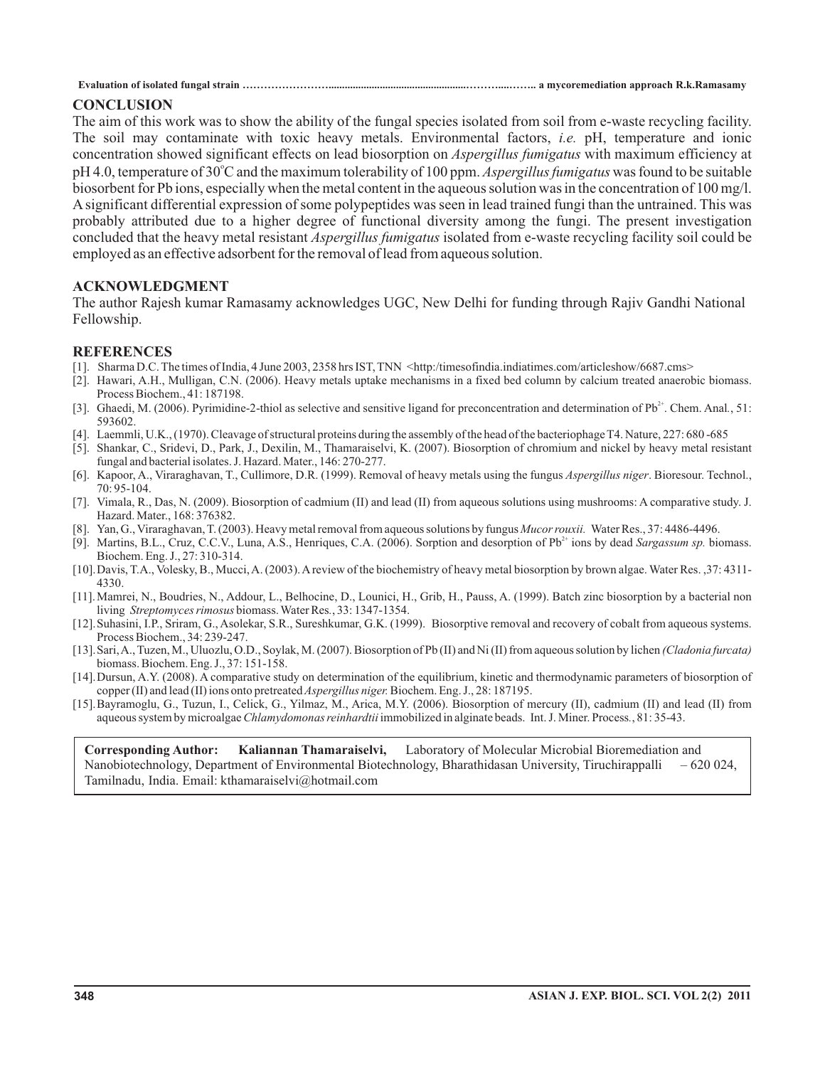## CONCLUSION

The aim of this work was to show the ability of the fungal species isolated from soil from e-waste recycling facility. The soil may contaminate with toxic heavy metals. Environmental factors, *i.e.* pH, temperature and ionic concentration showed significant effects on lead biosorption on *Aspergillus fumigatus* with maximum efficiency at pH 4.0, temperature of 30°C and the maximum tolerability of 100 ppm. *Aspergillus fumigatus* was found to be suitable biosorbent for Pb ions, especially when the metal content in the aqueous solution was in the concentration of 100 mg/l. A significant differential expression of some polypeptides was seen in lead trained fungi than the untrained. This was probably attributed due to a higher degree of functional diversity among the fungi. The present investigation concluded that the heavy metal resistant *Aspergillus fumigatus* isolated from e-waste recycling facility soil could be employed as an effective adsorbent for the removal of lead from aqueous solution.

## ACKNOWLEDGMENT

The author Rajesh kumar Ramasamy acknowledges UGC, New Delhi for funding through Rajiv Gandhi National Fellowship.

## REFERENCES

[1]. Sharma D.C. The times of India, 4 June 2003, 2358 hrs IST, TNN <http:/timesofindia.indiatimes.com/articleshow/6687.cms>

[2]. Hawari, A.H., Mulligan, C.N. (2006). Heavy metals uptake mechanisms in a fixed bed column by calcium treated anaerobic biomass. Process Biochem., 41: 187198.

[3]. Ghaedi, M. (2006). Pyrimidine-2-thiol as selective and sensitive ligand for preconcentration and determination of $Pb^{2+}$. Chem. Anal., 51: 593602.

[4]. Laemmli, U.K., (1970). Cleavage of structural proteins during the assembly of the head of the bacteriophage T4. Nature, 227: 680 -685

[5]. Shankar, C., Sridevi, D., Park, J., Dexilin, M., Thamaraiselvi, K. (2007). Biosorption of chromium and nickel by heavy metal resistant fungal and bacterial isolates. J. Hazard. Mater., 146: 270-277.

[6]. Kapoor, A., Viraraghavan, T., Cullimore, D.R. (1999). Removal of heavy metals using the fungus *Aspergillus niger*. Bioresour. Technol., 70: 95-104.

[7]. Vimala, R., Das, N. (2009). Biosorption of cadmium (II) and lead (II) from aqueous solutions using mushrooms: A comparative study. J. Hazard. Mater., 168: 376382.

[8]. Yan, G., Viraraghavan, T. (2003). Heavy metal removal from aqueous solutions by fungus *Mucor rouxii.* Water Res., 37: 4486-4496.

[9]. Martins, B.L., Cruz, C.C.V., Luna, A.S., Henriques, C.A. (2006). Sorption and desorption of $Pb^{2+}$ ions by dead *Sargassum sp.* biomass. Biochem. Eng. J., 27: 310-314.

[10]. Davis, T.A., Volesky, B., Mucci, A. (2003). A review of the biochemistry of heavy metal biosorption by brown algae. Water Res. ,37: 4311-4330.

[11]. Mamrei, N., Boudries, N., Addour, L., Belhocine, D., Lounici, H., Grib, H., Pauss, A. (1999). Batch zinc biosorption by a bacterial non living *Streptomyces rimosus* biomass. Water Res., 33: 1347-1354.

[12]. Suhasini, I.P., Sriram, G., Asolekar, S.R., Sureshkumar, G.K. (1999). Biosorptive removal and recovery of cobalt from aqueous systems. Process Biochem., 34: 239-247.

[13]. Sari, A., Tuzen, M., Uluozlu, O.D., Soylak, M. (2007). Biosorption of Pb (II) and Ni (II) from aqueous solution by lichen *(Cladonia furcata)* biomass. Biochem. Eng. J., 37: 151-158.

[14]. Dursun, A.Y. (2008). A comparative study on determination of the equilibrium, kinetic and thermodynamic parameters of biosorption of copper (II) and lead (II) ions onto pretreated *Aspergillus niger.* Biochem. Eng. J., 28: 187195.

[15]. Bayramoglu, G., Tuzun, I., Celick, G., Yilmaz, M., Arica, M.Y. (2006). Biosorption of mercury (II), cadmium (II) and lead (II) from aqueous system by microalgae *Chlamydomonas reinhardtii* immobilized in alginate beads. Int. J. Miner. Process., 81: 35-43.

**Corresponding Author:** **Kaliannan Thamaraiselvi,** Laboratory of Molecular Microbial Bioremediation and Nanobiotechnology, Department of Environmental Biotechnology, Bharathidasan University, Tiruchirappalli – 620 024, Tamilnadu, India. Email: kthamaraiselvi@hotmail.com